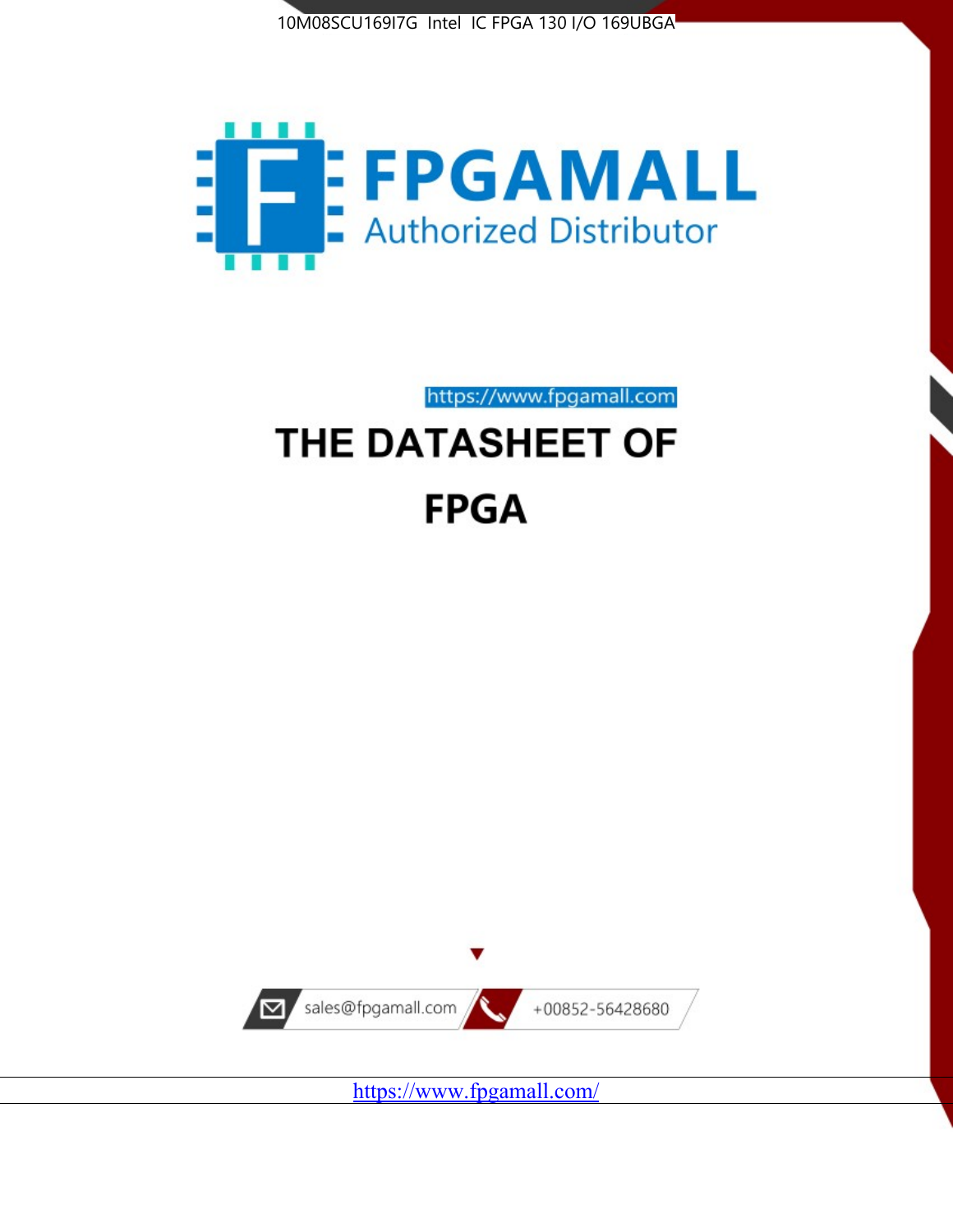10M08SCU169I7G Intel IC FPGA 130 I/O 169UBGA

FPGAMALL

Authorized Distributor

https://www.fpgamall.com

# THE DATASHEET OF

# FPGA

sales@fpgamall.com

+00852-56428680

https://www.fpgamall.com/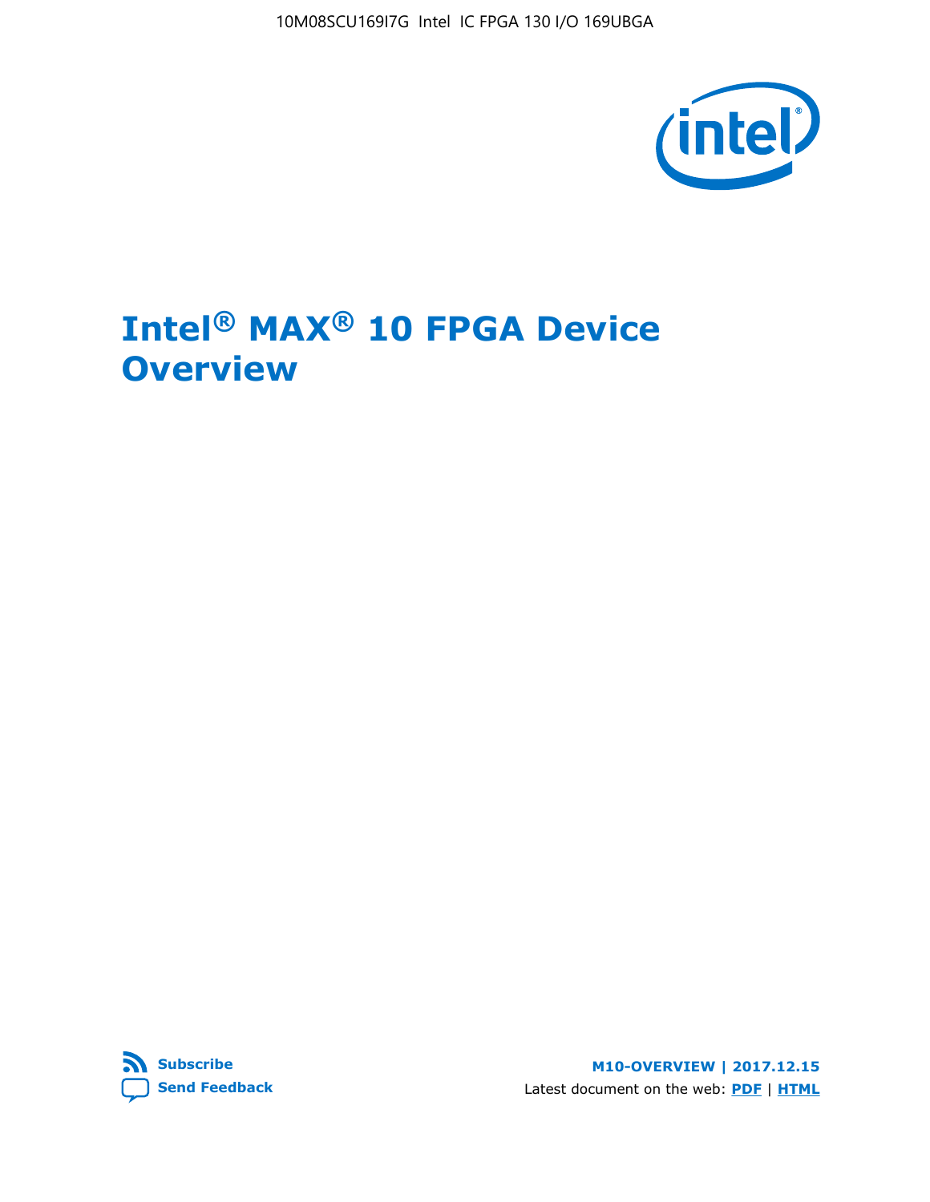# Intel® MAX® 10 FPGA Device Overview

**Subscribe**

**Send Feedback**

**M10-OVERVIEW | 2017.12.15**

Latest document on the web: **PDF** | **HTML**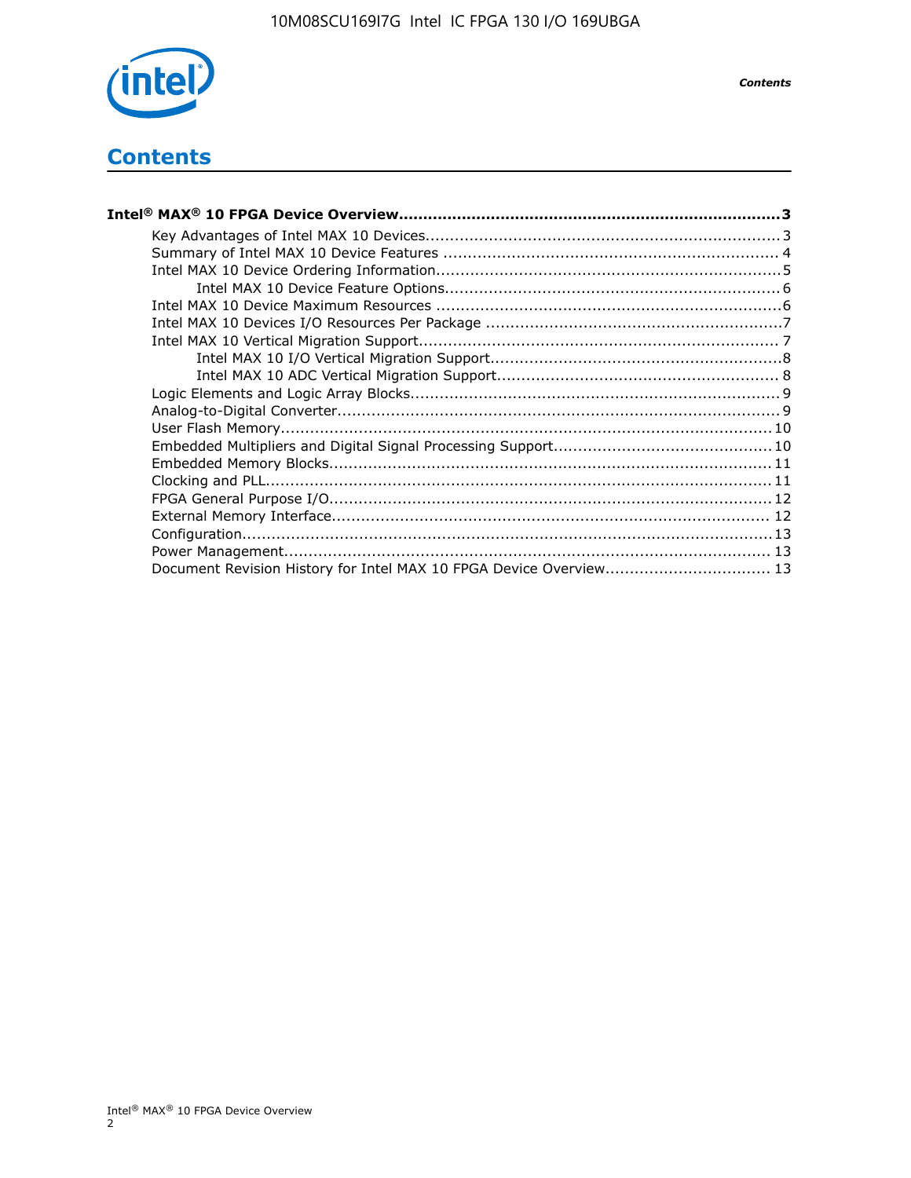# Contents

**Intel® MAX® 10 FPGA Device Overview....................................................................3**

- Key Advantages of Intel MAX 10 Devices........................................................................3
- Summary of Intel MAX 10 Device Features .................................................................... 4
- Intel MAX 10 Device Ordering Information......................................................................5
    - Intel MAX 10 Device Feature Options....................................................................6
- Intel MAX 10 Device Maximum Resources ......................................................................6
- Intel MAX 10 Devices I/O Resources Per Package ............................................................7
- Intel MAX 10 Vertical Migration Support......................................................................... 7
    - Intel MAX 10 I/O Vertical Migration Support...........................................................8
    - Intel MAX 10 ADC Vertical Migration Support......................................................... 8
- Logic Elements and Logic Array Blocks...........................................................................9
- Analog-to-Digital Converter..........................................................................................9
- User Flash Memory.................................................................................................... 10
- Embedded Multipliers and Digital Signal Processing Support............................................ 10
- Embedded Memory Blocks.......................................................................................... 11
- Clocking and PLL....................................................................................................... 11
- FPGA General Purpose I/O.......................................................................................... 12
- External Memory Interface......................................................................................... 12
- Configuration............................................................................................................ 13
- Power Management................................................................................................... 13
- Document Revision History for Intel MAX 10 FPGA Device Overview................................. 13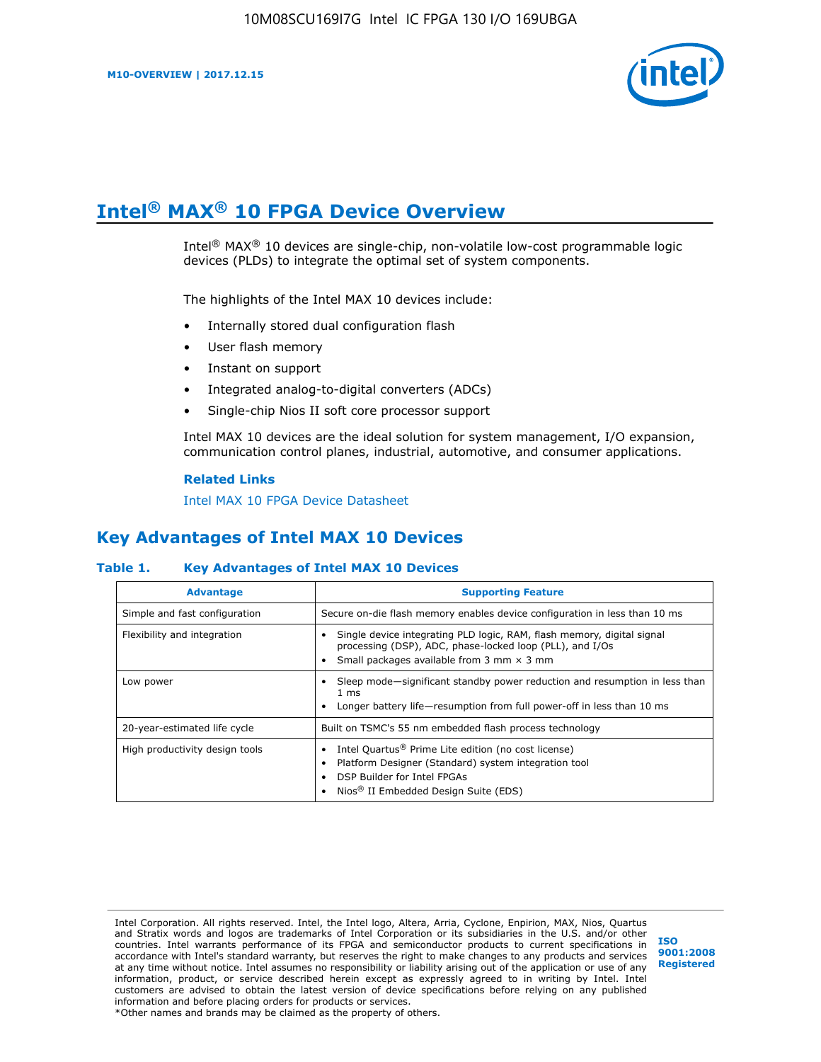# Intel® MAX® 10 FPGA Device Overview

Intel® MAX® 10 devices are single-chip, non-volatile low-cost programmable logic devices (PLDs) to integrate the optimal set of system components.

The highlights of the Intel MAX 10 devices include:

- Internally stored dual configuration flash
- User flash memory
- Instant on support
- Integrated analog-to-digital converters (ADCs)
- Single-chip Nios II soft core processor support

Intel MAX 10 devices are the ideal solution for system management, I/O expansion, communication control planes, industrial, automotive, and consumer applications.

### Related Links

Intel MAX 10 FPGA Device Datasheet

## Key Advantages of Intel MAX 10 Devices

### Table 1. Key Advantages of Intel MAX 10 Devices

| Advantage | Supporting Feature |
| --- | --- |
| Simple and fast configuration | Secure on-die flash memory enables device configuration in less than 10 ms |
| Flexibility and integration | • Single device integrating PLD logic, RAM, flash memory, digital signal processing (DSP), ADC, phase-locked loop (PLL), and I/Os<br>• Small packages available from 3 mm × 3 mm |
| Low power | • Sleep mode—significant standby power reduction and resumption in less than 1 ms<br>• Longer battery life—resumption from full power-off in less than 10 ms |
| 20-year-estimated life cycle | Built on TSMC's 55 nm embedded flash process technology |
| High productivity design tools | • Intel Quartus® Prime Lite edition (no cost license)<br>• Platform Designer (Standard) system integration tool<br>• DSP Builder for Intel FPGAs<br>• Nios® II Embedded Design Suite (EDS) |

Intel Corporation. All rights reserved. Intel, the Intel logo, Altera, Arria, Cyclone, Enpirion, MAX, Nios, Quartus and Stratix words and logos are trademarks of Intel Corporation or its subsidiaries in the U.S. and/or other countries. Intel warrants performance of its FPGA and semiconductor products to current specifications in accordance with Intel's standard warranty, but reserves the right to make changes to any products and services at any time without notice. Intel assumes no responsibility or liability arising out of the application or use of any information, product, or service described herein except as expressly agreed to in writing by Intel. Intel customers are advised to obtain the latest version of device specifications before relying on any published information and before placing orders for products or services.
*Other names and brands may be claimed as the property of others.

ISO 9001:2008 Registered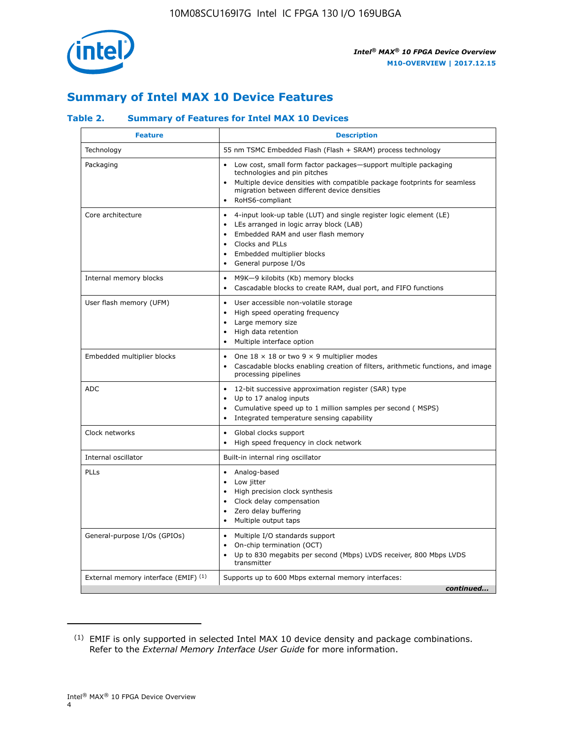## Summary of Intel MAX 10 Device Features

### Table 2. Summary of Features for Intel MAX 10 Devices

| Feature | Description |
|---|---|
| Technology | 55 nm TSMC Embedded Flash (Flash + SRAM) process technology |
| Packaging | • Low cost, small form factor packages—support multiple packaging technologies and pin pitches<br>• Multiple device densities with compatible package footprints for seamless migration between different device densities<br>• RoHS6-compliant |
| Core architecture | • 4-input look-up table (LUT) and single register logic element (LE)<br>• LEs arranged in logic array block (LAB)<br>• Embedded RAM and user flash memory<br>• Clocks and PLLs<br>• Embedded multiplier blocks<br>• General purpose I/Os |
| Internal memory blocks | • M9K—9 kilobits (Kb) memory blocks<br>• Cascadable blocks to create RAM, dual port, and FIFO functions |
| User flash memory (UFM) | • User accessible non-volatile storage<br>• High speed operating frequency<br>• Large memory size<br>• High data retention<br>• Multiple interface option |
| Embedded multiplier blocks | • One 18 × 18 or two 9 × 9 multiplier modes<br>• Cascadable blocks enabling creation of filters, arithmetic functions, and image processing pipelines |
| ADC | • 12-bit successive approximation register (SAR) type<br>• Up to 17 analog inputs<br>• Cumulative speed up to 1 million samples per second ( MSPS)<br>• Integrated temperature sensing capability |
| Clock networks | • Global clocks support<br>• High speed frequency in clock network |
| Internal oscillator | Built-in internal ring oscillator |
| PLLs | • Analog-based<br>• Low jitter<br>• High precision clock synthesis<br>• Clock delay compensation<br>• Zero delay buffering<br>• Multiple output taps |
| General-purpose I/Os (GPIOs) | • Multiple I/O standards support<br>• On-chip termination (OCT)<br>• Up to 830 megabits per second (Mbps) LVDS receiver, 800 Mbps LVDS transmitter |
| External memory interface (EMIF) (1) | Supports up to 600 Mbps external memory interfaces: |

*continued...*

(1) EMIF is only supported in selected Intel MAX 10 device density and package combinations. Refer to the *External Memory Interface User Guide* for more information.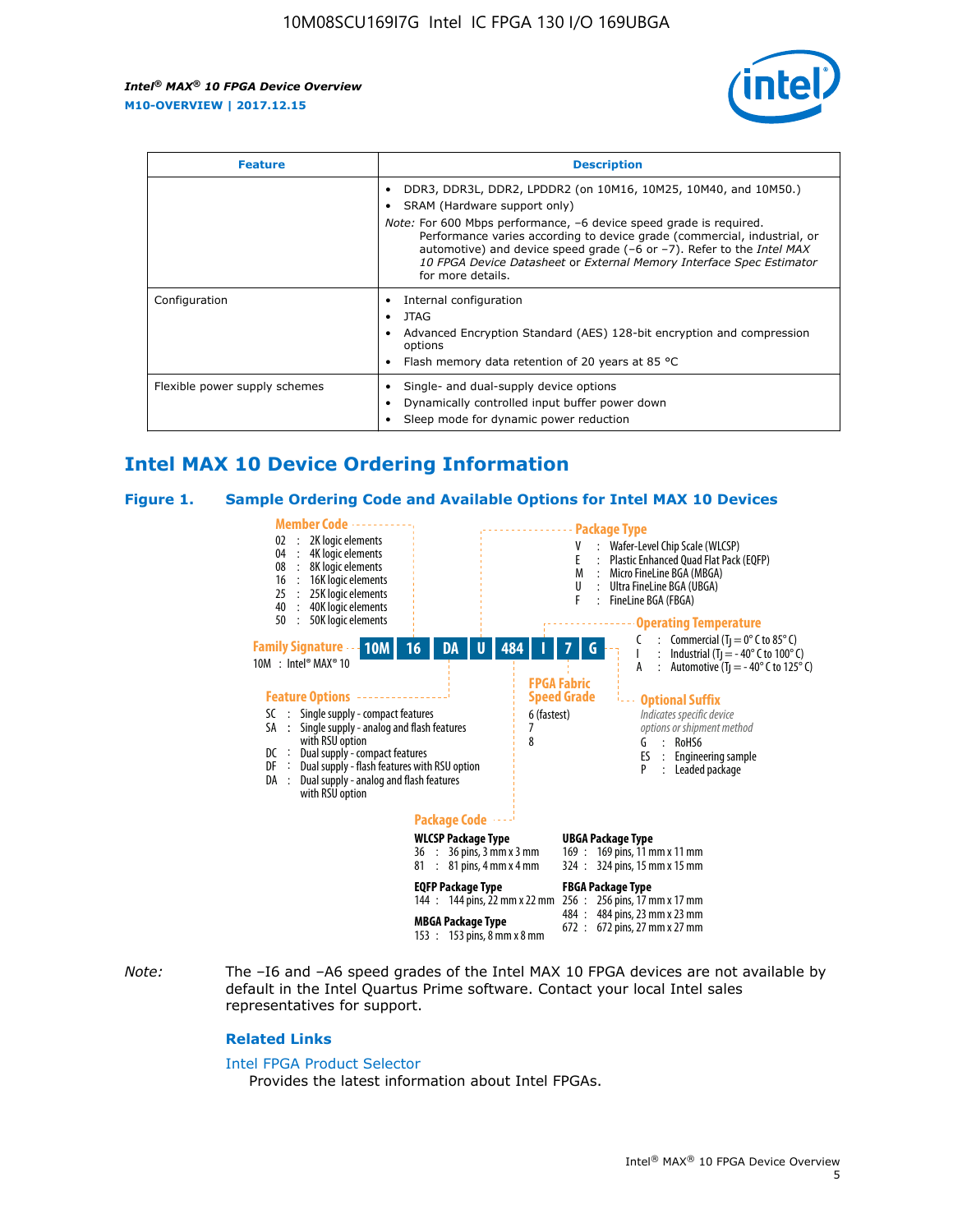| Feature | Description |
| --- | --- |
| | • DDR3, DDR3L, DDR2, LPDDR2 (on 10M16, 10M25, 10M40, and 10M50.)<br>• SRAM (Hardware support only)<br>*Note:* For 600 Mbps performance, –6 device speed grade is required. Performance varies according to device grade (commercial, industrial, or automotive) and device speed grade (–6 or –7). Refer to the *Intel MAX 10 FPGA Device Datasheet* or *External Memory Interface Spec Estimator* for more details. |
| Configuration | • Internal configuration<br>• JTAG<br>• Advanced Encryption Standard (AES) 128-bit encryption and compression options<br>• Flash memory data retention of 20 years at 85 °C |
| Flexible power supply schemes | • Single- and dual-supply device options<br>• Dynamically controlled input buffer power down<br>• Sleep mode for dynamic power reduction |

## Intel MAX 10 Device Ordering Information

### Figure 1. Sample Ordering Code and Available Options for Intel MAX 10 Devices

10M 16 DA U 484 I 7 G

**Member Code**
02 : 2K logic elements
04 : 4K logic elements
08 : 8K logic elements
16 : 16K logic elements
25 : 25K logic elements
40 : 40K logic elements
50 : 50K logic elements

**Family Signature**
10M : Intel® MAX® 10

**Feature Options**
SC : Single supply - compact features
SA : Single supply - analog and flash features with RSU option
DC : Dual supply - compact features
DF : Dual supply - flash features with RSU option
DA : Dual supply - analog and flash features with RSU option

**Package Type**
V : Wafer-Level Chip Scale (WLCSP)
E : Plastic Enhanced Quad Flat Pack (EQFP)
M : Micro FineLine BGA (MBGA)
U : Ultra FineLine BGA (UBGA)
F : FineLine BGA (FBGA)

**Operating Temperature**
C : Commercial ($T_J$ = 0° C to 85° C)
I : Industrial ($T_J$ = - 40° C to 100° C)
A : Automotive ($T_J$ = - 40° C to 125° C)

**FPGA Fabric Speed Grade**
6 (fastest)
7
8

**Optional Suffix**
*Indicates specific device options or shipment method*
G : RoHS6
ES : Engineering sample
P : Leaded package

**Package Code**

**WLCSP Package Type**
36 : 36 pins, 3 mm x 3 mm
81 : 81 pins, 4 mm x 4 mm

**EQFP Package Type**
144 : 144 pins, 22 mm x 22 mm

**MBGA Package Type**
153 : 153 pins, 8 mm x 8 mm

**UBGA Package Type**
169 : 169 pins, 11 mm x 11 mm
324 : 324 pins, 15 mm x 15 mm

**FBGA Package Type**
256 : 256 pins, 17 mm x 17 mm
484 : 484 pins, 23 mm x 23 mm
672 : 672 pins, 27 mm x 27 mm

*Note:* The –I6 and –A6 speed grades of the Intel MAX 10 FPGA devices are not available by default in the Intel Quartus Prime software. Contact your local Intel sales representatives for support.

#### Related Links

Intel FPGA Product Selector
Provides the latest information about Intel FPGAs.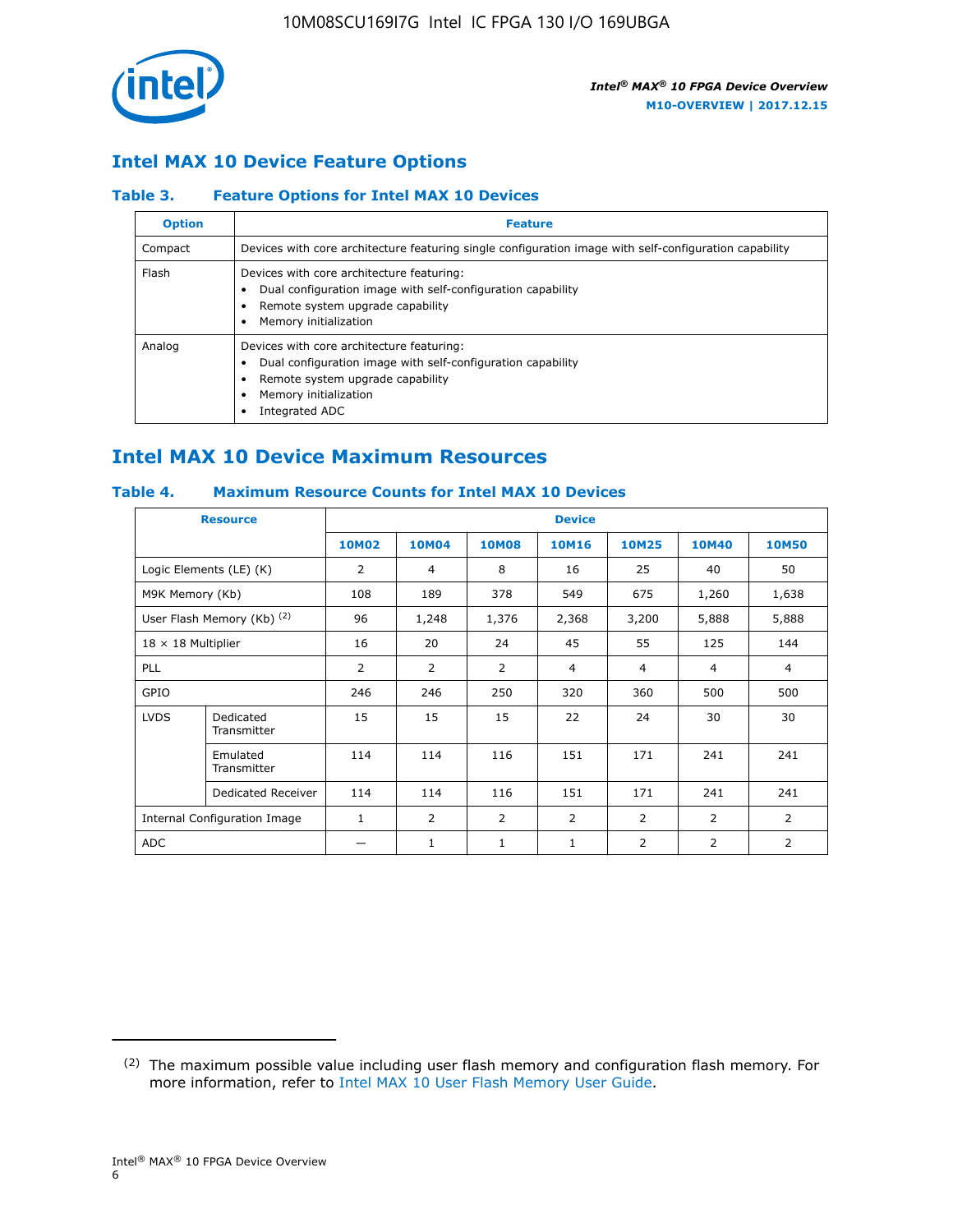## Intel MAX 10 Device Feature Options

### Table 3. Feature Options for Intel MAX 10 Devices

| Option | Feature |
| --- | --- |
| Compact | Devices with core architecture featuring single configuration image with self-configuration capability |
| Flash | Devices with core architecture featuring:<br>• Dual configuration image with self-configuration capability<br>• Remote system upgrade capability<br>• Memory initialization |
| Analog | Devices with core architecture featuring:<br>• Dual configuration image with self-configuration capability<br>• Remote system upgrade capability<br>• Memory initialization<br>• Integrated ADC |

## Intel MAX 10 Device Maximum Resources

### Table 4. Maximum Resource Counts for Intel MAX 10 Devices

| Resource | | Device | | | | | | |
| --- | --- | --- | --- | --- | --- | --- | --- | --- |
| | | 10M02 | 10M04 | 10M08 | 10M16 | 10M25 | 10M40 | 10M50 |
| Logic Elements (LE) (K) | | 2 | 4 | 8 | 16 | 25 | 40 | 50 |
| M9K Memory (Kb) | | 108 | 189 | 378 | 549 | 675 | 1,260 | 1,638 |
| User Flash Memory (Kb) [(2)] | | 96 | 1,248 | 1,376 | 2,368 | 3,200 | 5,888 | 5,888 |
| 18 × 18 Multiplier | | 16 | 20 | 24 | 45 | 55 | 125 | 144 |
| PLL | | 2 | 2 | 2 | 4 | 4 | 4 | 4 |
| GPIO | | 246 | 246 | 250 | 320 | 360 | 500 | 500 |
| LVDS | Dedicated Transmitter | 15 | 15 | 15 | 22 | 24 | 30 | 30 |
| | Emulated Transmitter | 114 | 114 | 116 | 151 | 171 | 241 | 241 |
| | Dedicated Receiver | 114 | 114 | 116 | 151 | 171 | 241 | 241 |
| Internal Configuration Image | | 1 | 2 | 2 | 2 | 2 | 2 | 2 |
| ADC | | — | 1 | 1 | 1 | 2 | 2 | 2 |

(2) The maximum possible value including user flash memory and configuration flash memory. For more information, refer to Intel MAX 10 User Flash Memory User Guide.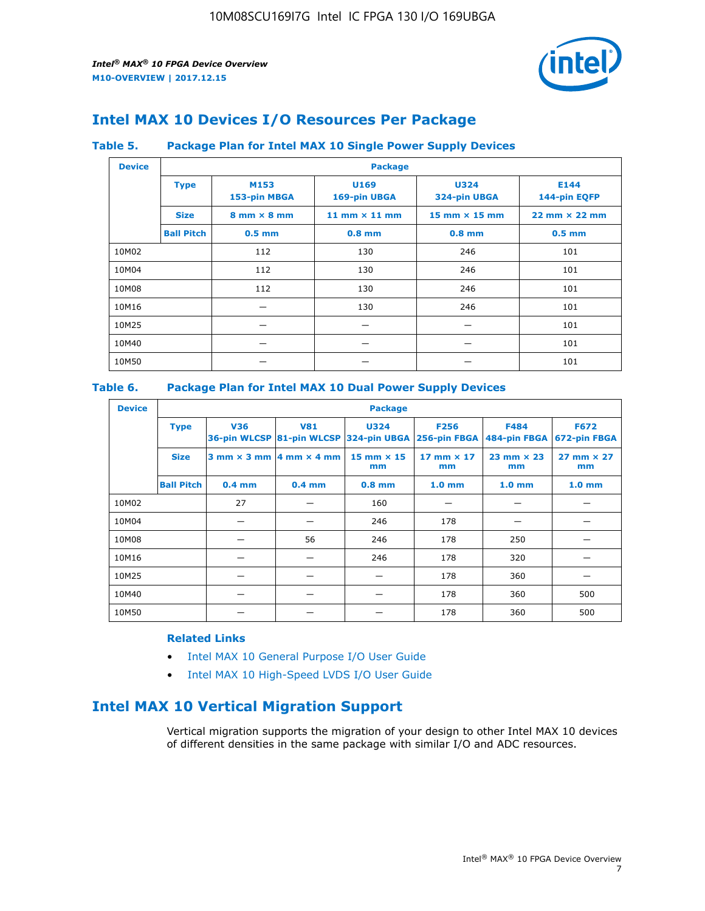## Intel MAX 10 Devices I/O Resources Per Package

### Table 5. Package Plan for Intel MAX 10 Single Power Supply Devices

| Device | Package | | | | |
|---|---|---|---|---|---|
| | **Type** | **M153** 153-pin MBGA | **U169** 169-pin UBGA | **U324** 324-pin UBGA | **E144** 144-pin EQFP |
| | **Size** | 8 mm × 8 mm | 11 mm × 11 mm | 15 mm × 15 mm | 22 mm × 22 mm |
| | **Ball Pitch** | 0.5 mm | 0.8 mm | 0.8 mm | 0.5 mm |
| 10M02 | | 112 | 130 | 246 | 101 |
| 10M04 | | 112 | 130 | 246 | 101 |
| 10M08 | | 112 | 130 | 246 | 101 |
| 10M16 | | — | 130 | 246 | 101 |
| 10M25 | | — | — | — | 101 |
| 10M40 | | — | — | — | 101 |
| 10M50 | | — | — | — | 101 |

### Table 6. Package Plan for Intel MAX 10 Dual Power Supply Devices

| Device | Package | | | | | | |
|---|---|---|---|---|---|---|---|
| | **Type** | **V36** 36-pin WLCSP | **V81** 81-pin WLCSP | **U324** 324-pin UBGA | **F256** 256-pin FBGA | **F484** 484-pin FBGA | **F672** 672-pin FBGA |
| | **Size** | 3 mm × 3 mm | 4 mm × 4 mm | 15 mm × 15 mm | 17 mm × 17 mm | 23 mm × 23 mm | 27 mm × 27 mm |
| | **Ball Pitch** | 0.4 mm | 0.4 mm | 0.8 mm | 1.0 mm | 1.0 mm | 1.0 mm |
| 10M02 | | 27 | — | 160 | — | — | — |
| 10M04 | | — | — | 246 | 178 | — | — |
| 10M08 | | — | 56 | 246 | 178 | 250 | — |
| 10M16 | | — | — | 246 | 178 | 320 | — |
| 10M25 | | — | — | — | 178 | 360 | — |
| 10M40 | | — | — | — | 178 | 360 | 500 |
| 10M50 | | — | — | — | 178 | 360 | 500 |

#### Related Links

- Intel MAX 10 General Purpose I/O User Guide
- Intel MAX 10 High-Speed LVDS I/O User Guide

## Intel MAX 10 Vertical Migration Support

Vertical migration supports the migration of your design to other Intel MAX 10 devices of different densities in the same package with similar I/O and ADC resources.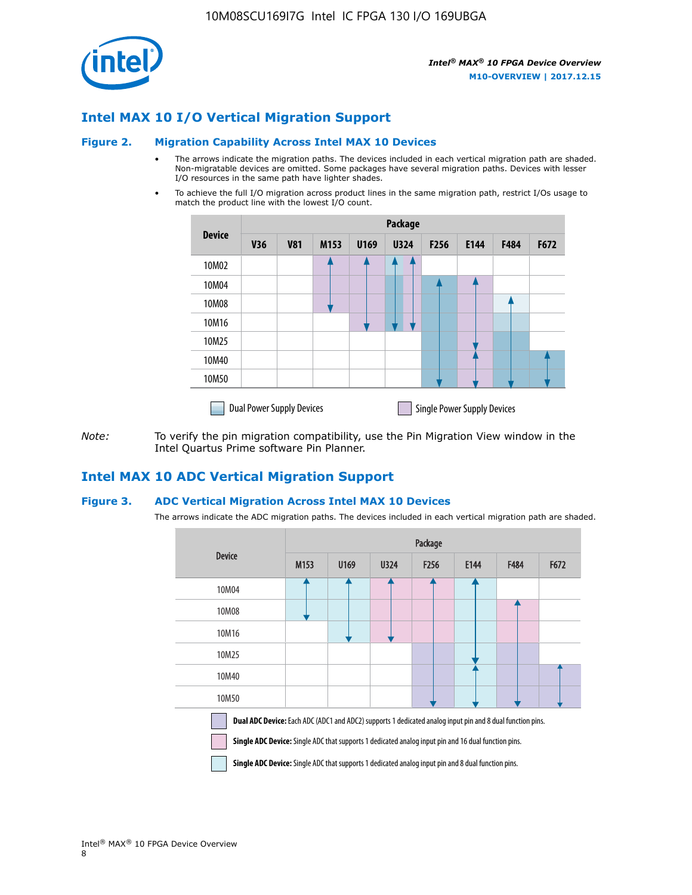## Intel MAX 10 I/O Vertical Migration Support

### Figure 2. Migration Capability Across Intel MAX 10 Devices

- The arrows indicate the migration paths. The devices included in each vertical migration path are shaded. Non-migratable devices are omitted. Some packages have several migration paths. Devices with lesser I/O resources in the same path have lighter shades.
- To achieve the full I/O migration across product lines in the same migration path, restrict I/Os usage to match the product line with the lowest I/O count.

Device

Package

V36 V81 M153 U169 U324 F256 E144 F484 F672

10M02
10M04
10M08
10M16
10M25
10M40
10M50

Dual Power Supply Devices

Single Power Supply Devices

*Note:* To verify the pin migration compatibility, use the Pin Migration View window in the Intel Quartus Prime software Pin Planner.

## Intel MAX 10 ADC Vertical Migration Support

### Figure 3. ADC Vertical Migration Across Intel MAX 10 Devices

The arrows indicate the ADC migration paths. The devices included in each vertical migration path are shaded.

Device

Package

M153 U169 U324 F256 E144 F484 F672

10M04
10M08
10M16
10M25
10M40
10M50

**Dual ADC Device:** Each ADC (ADC1 and ADC2) supports 1 dedicated analog input pin and 8 dual function pins.

**Single ADC Device:** Single ADC that supports 1 dedicated analog input pin and 16 dual function pins.

**Single ADC Device:** Single ADC that supports 1 dedicated analog input pin and 8 dual function pins.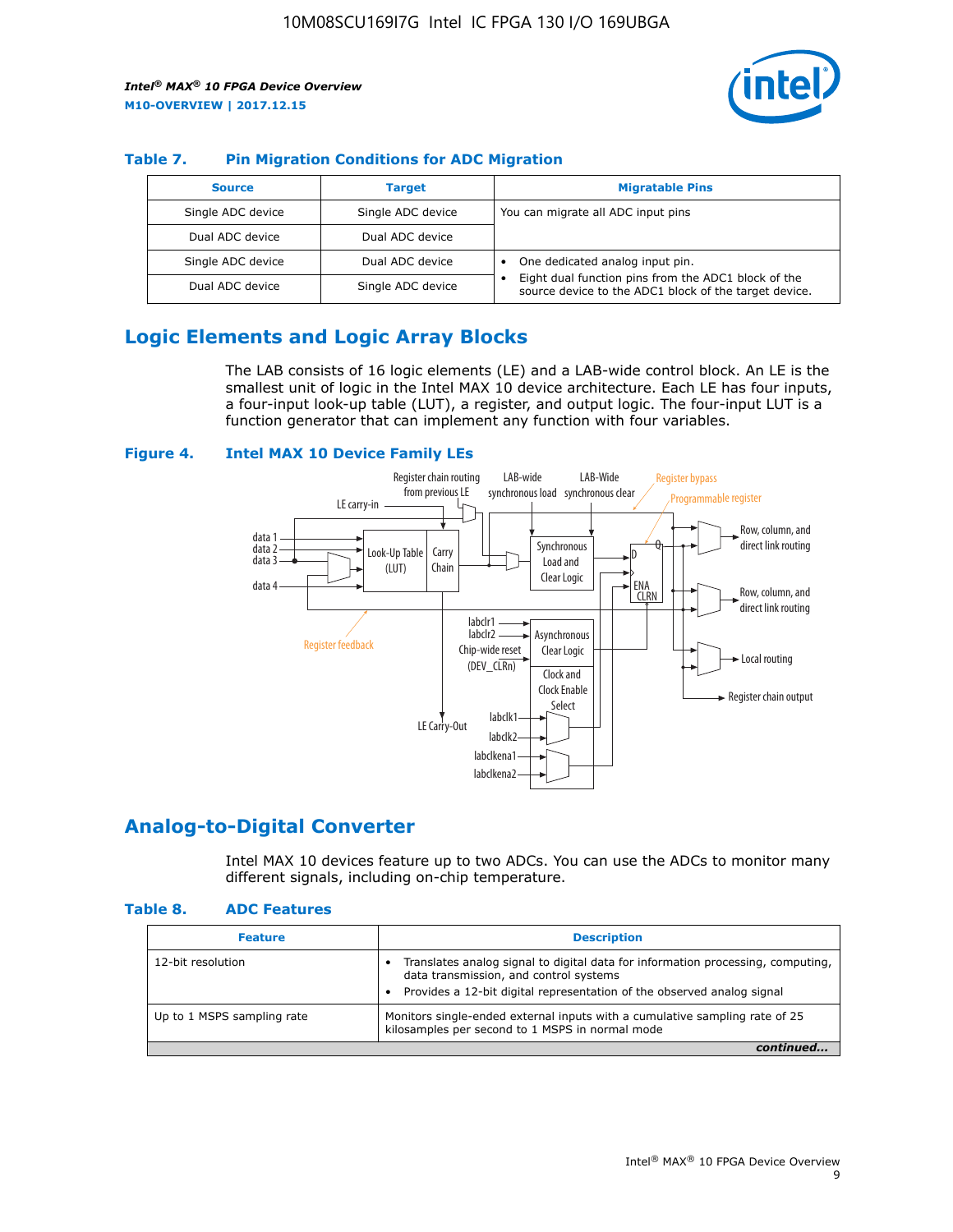### Table 7. Pin Migration Conditions for ADC Migration

| Source | Target | Migratable Pins |
|---|---|---|
| Single ADC device | Single ADC device | You can migrate all ADC input pins |
| Dual ADC device | Dual ADC device | |
| Single ADC device | Dual ADC device | • One dedicated analog input pin. • Eight dual function pins from the ADC1 block of the source device to the ADC1 block of the target device. |
| Dual ADC device | Single ADC device | |

## Logic Elements and Logic Array Blocks

The LAB consists of 16 logic elements (LE) and a LAB-wide control block. An LE is the smallest unit of logic in the Intel MAX 10 device architecture. Each LE has four inputs, a four-input look-up table (LUT), a register, and output logic. The four-input LUT is a function generator that can implement any function with four variables.

### Figure 4. Intel MAX 10 Device Family LEs

Register chain routing from previous LE
LAB-wide synchronous load
LAB-Wide synchronous clear
Register bypass
Programmable register
LE carry-in
data 1
data 2
data 3
data 4
Look-Up Table (LUT)
Carry Chain
Synchronous Load and Clear Logic
D
Q
ENA
CLRN
Row, column, and direct link routing
Row, column, and direct link routing
Local routing
Register chain output
Register feedback
labclr1
labclr2
Chip-wide reset (DEV_CLRn)
Asynchronous Clear Logic
Clock and Clock Enable Select
LE Carry-Out
labclk1
labclk2
labclkena1
labclkena2

## Analog-to-Digital Converter

Intel MAX 10 devices feature up to two ADCs. You can use the ADCs to monitor many different signals, including on-chip temperature.

### Table 8. ADC Features

| Feature | Description |
|---|---|
| 12-bit resolution | • Translates analog signal to digital data for information processing, computing, data transmission, and control systems • Provides a 12-bit digital representation of the observed analog signal |
| Up to 1 MSPS sampling rate | Monitors single-ended external inputs with a cumulative sampling rate of 25 kilosamples per second to 1 MSPS in normal mode |

*continued...*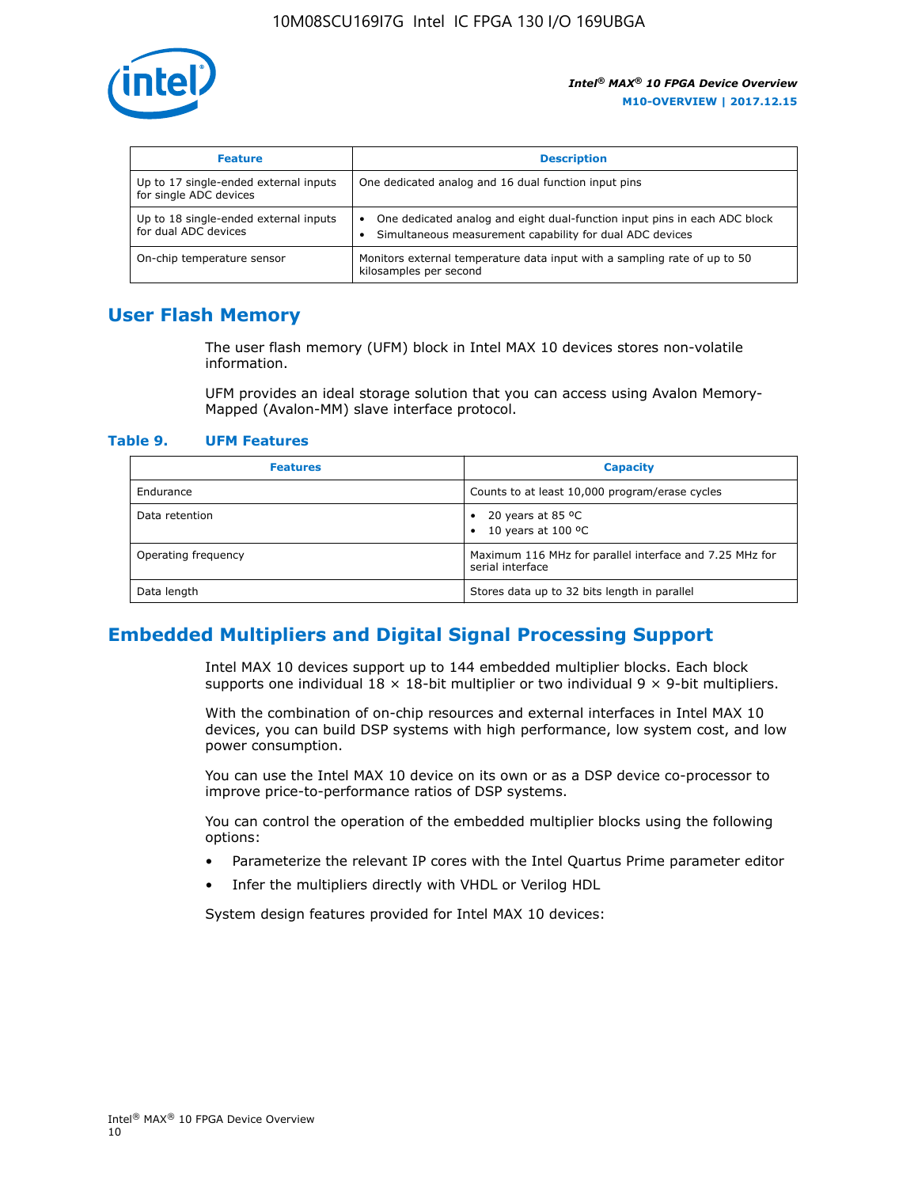| Feature | Description |
| --- | --- |
| Up to 17 single-ended external inputs for single ADC devices | One dedicated analog and 16 dual function input pins |
| Up to 18 single-ended external inputs for dual ADC devices | • One dedicated analog and eight dual-function input pins in each ADC block<br>• Simultaneous measurement capability for dual ADC devices |
| On-chip temperature sensor | Monitors external temperature data input with a sampling rate of up to 50 kilosamples per second |

## User Flash Memory

The user flash memory (UFM) block in Intel MAX 10 devices stores non-volatile information.

UFM provides an ideal storage solution that you can access using Avalon Memory-Mapped (Avalon-MM) slave interface protocol.

**Table 9. UFM Features**

| Features | Capacity |
| --- | --- |
| Endurance | Counts to at least 10,000 program/erase cycles |
| Data retention | • 20 years at 85 ºC<br>• 10 years at 100 ºC |
| Operating frequency | Maximum 116 MHz for parallel interface and 7.25 MHz for serial interface |
| Data length | Stores data up to 32 bits length in parallel |

## Embedded Multipliers and Digital Signal Processing Support

Intel MAX 10 devices support up to 144 embedded multiplier blocks. Each block supports one individual 18 × 18-bit multiplier or two individual 9 × 9-bit multipliers.

With the combination of on-chip resources and external interfaces in Intel MAX 10 devices, you can build DSP systems with high performance, low system cost, and low power consumption.

You can use the Intel MAX 10 device on its own or as a DSP device co-processor to improve price-to-performance ratios of DSP systems.

You can control the operation of the embedded multiplier blocks using the following options:

- Parameterize the relevant IP cores with the Intel Quartus Prime parameter editor
- Infer the multipliers directly with VHDL or Verilog HDL

System design features provided for Intel MAX 10 devices: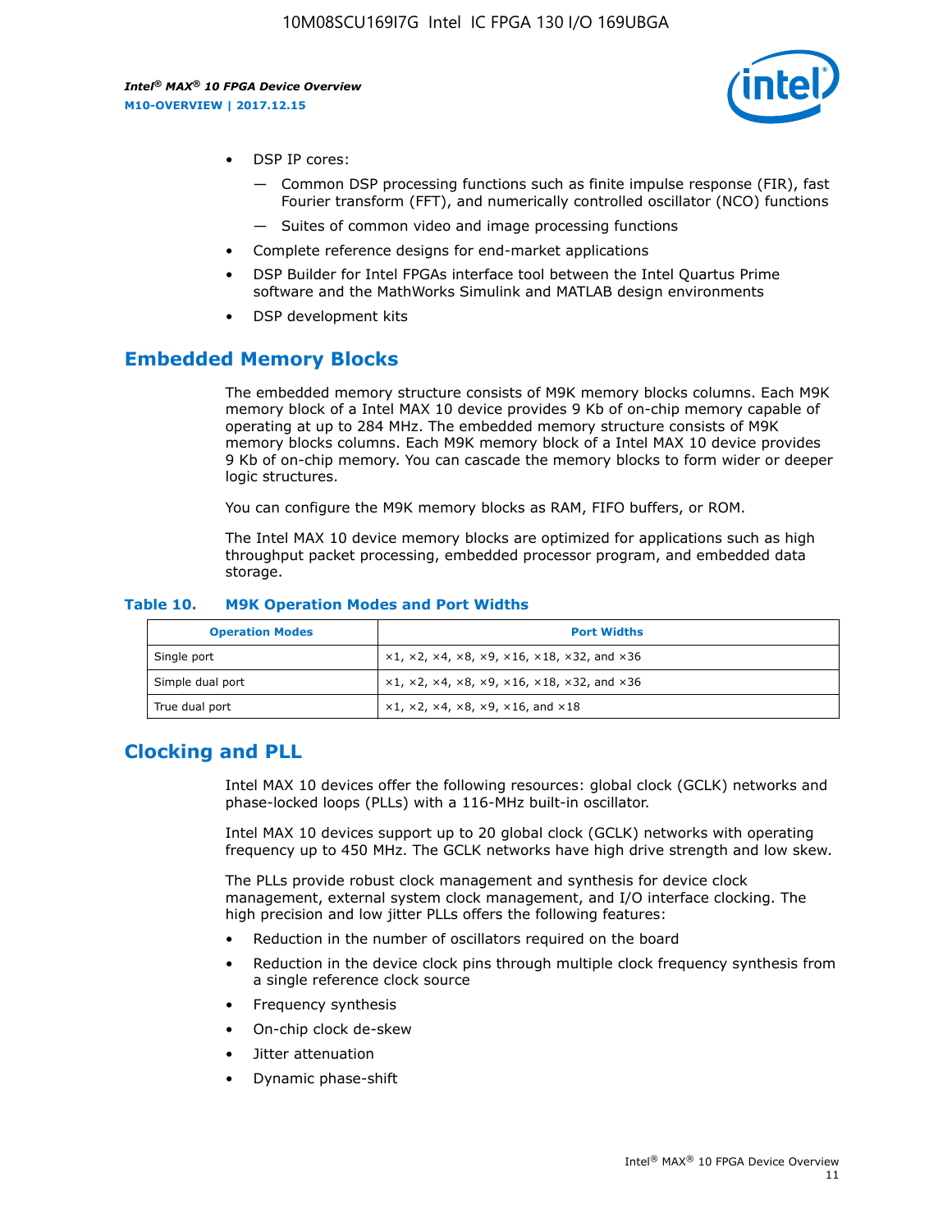- DSP IP cores:
  - Common DSP processing functions such as finite impulse response (FIR), fast Fourier transform (FFT), and numerically controlled oscillator (NCO) functions
  - Suites of common video and image processing functions
- Complete reference designs for end-market applications
- DSP Builder for Intel FPGAs interface tool between the Intel Quartus Prime software and the MathWorks Simulink and MATLAB design environments
- DSP development kits

## Embedded Memory Blocks

The embedded memory structure consists of M9K memory blocks columns. Each M9K memory block of a Intel MAX 10 device provides 9 Kb of on-chip memory capable of operating at up to 284 MHz. The embedded memory structure consists of M9K memory blocks columns. Each M9K memory block of a Intel MAX 10 device provides 9 Kb of on-chip memory. You can cascade the memory blocks to form wider or deeper logic structures.

You can configure the M9K memory blocks as RAM, FIFO buffers, or ROM.

The Intel MAX 10 device memory blocks are optimized for applications such as high throughput packet processing, embedded processor program, and embedded data storage.

**Table 10. M9K Operation Modes and Port Widths**

| Operation Modes | Port Widths |
| --- | --- |
| Single port | ×1, ×2, ×4, ×8, ×9, ×16, ×18, ×32, and ×36 |
| Simple dual port | ×1, ×2, ×4, ×8, ×9, ×16, ×18, ×32, and ×36 |
| True dual port | ×1, ×2, ×4, ×8, ×9, ×16, and ×18 |

## Clocking and PLL

Intel MAX 10 devices offer the following resources: global clock (GCLK) networks and phase-locked loops (PLLs) with a 116-MHz built-in oscillator.

Intel MAX 10 devices support up to 20 global clock (GCLK) networks with operating frequency up to 450 MHz. The GCLK networks have high drive strength and low skew.

The PLLs provide robust clock management and synthesis for device clock management, external system clock management, and I/O interface clocking. The high precision and low jitter PLLs offers the following features:

- Reduction in the number of oscillators required on the board
- Reduction in the device clock pins through multiple clock frequency synthesis from a single reference clock source
- Frequency synthesis
- On-chip clock de-skew
- Jitter attenuation
- Dynamic phase-shift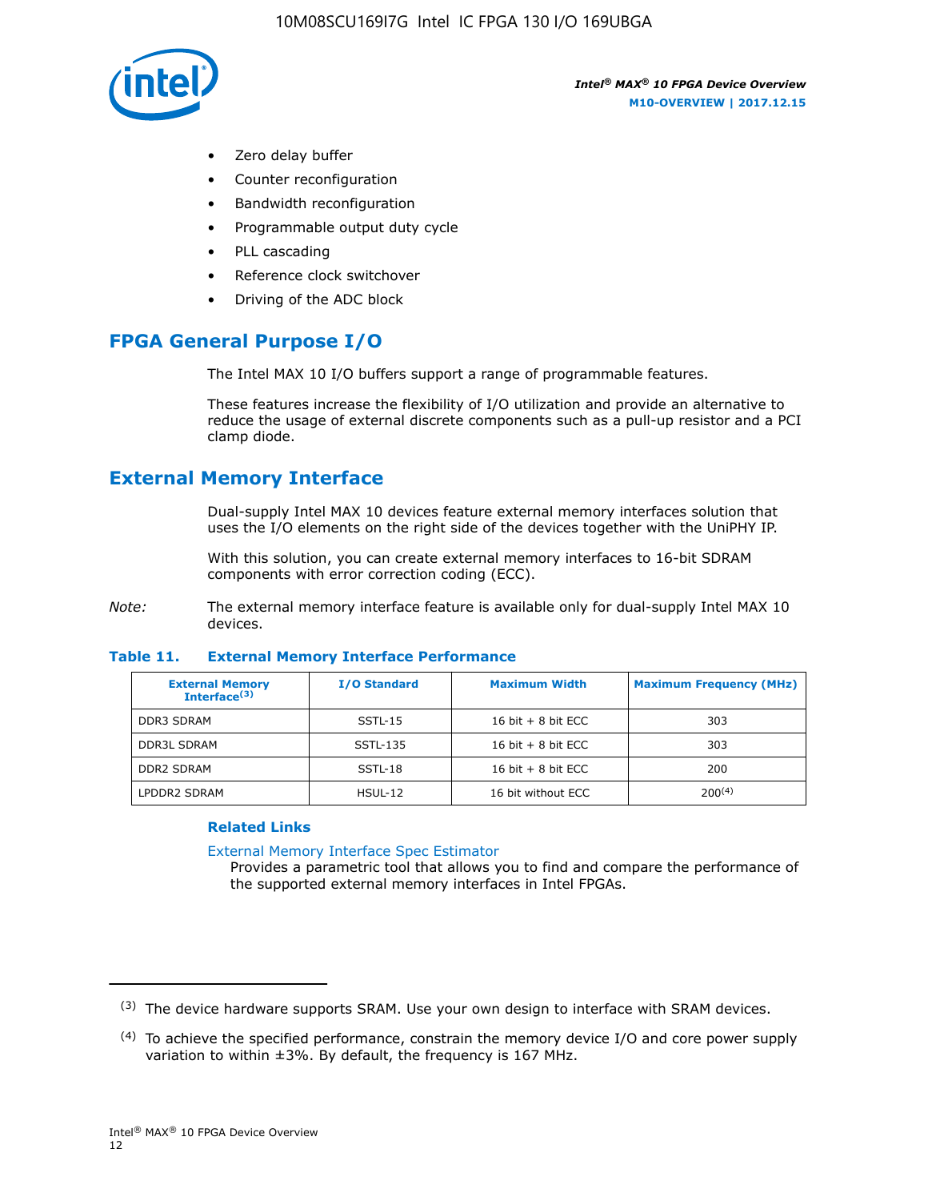- Zero delay buffer
- Counter reconfiguration
- Bandwidth reconfiguration
- Programmable output duty cycle
- PLL cascading
- Reference clock switchover
- Driving of the ADC block

## FPGA General Purpose I/O

The Intel MAX 10 I/O buffers support a range of programmable features.

These features increase the flexibility of I/O utilization and provide an alternative to reduce the usage of external discrete components such as a pull-up resistor and a PCI clamp diode.

## External Memory Interface

Dual-supply Intel MAX 10 devices feature external memory interfaces solution that uses the I/O elements on the right side of the devices together with the UniPHY IP.

With this solution, you can create external memory interfaces to 16-bit SDRAM components with error correction coding (ECC).

*Note:* The external memory interface feature is available only for dual-supply Intel MAX 10 devices.

**Table 11. External Memory Interface Performance**

| External Memory Interface[3] | I/O Standard | Maximum Width | Maximum Frequency (MHz) |
|---|---|---|---|
| DDR3 SDRAM | SSTL-15 | 16 bit + 8 bit ECC | 303 |
| DDR3L SDRAM | SSTL-135 | 16 bit + 8 bit ECC | 303 |
| DDR2 SDRAM | SSTL-18 | 16 bit + 8 bit ECC | 200 |
| LPDDR2 SDRAM | HSUL-12 | 16 bit without ECC | 200[4] |

### Related Links

External Memory Interface Spec Estimator
Provides a parametric tool that allows you to find and compare the performance of the supported external memory interfaces in Intel FPGAs.

[3] The device hardware supports SRAM. Use your own design to interface with SRAM devices.

[4] To achieve the specified performance, constrain the memory device I/O and core power supply variation to within ±3%. By default, the frequency is 167 MHz.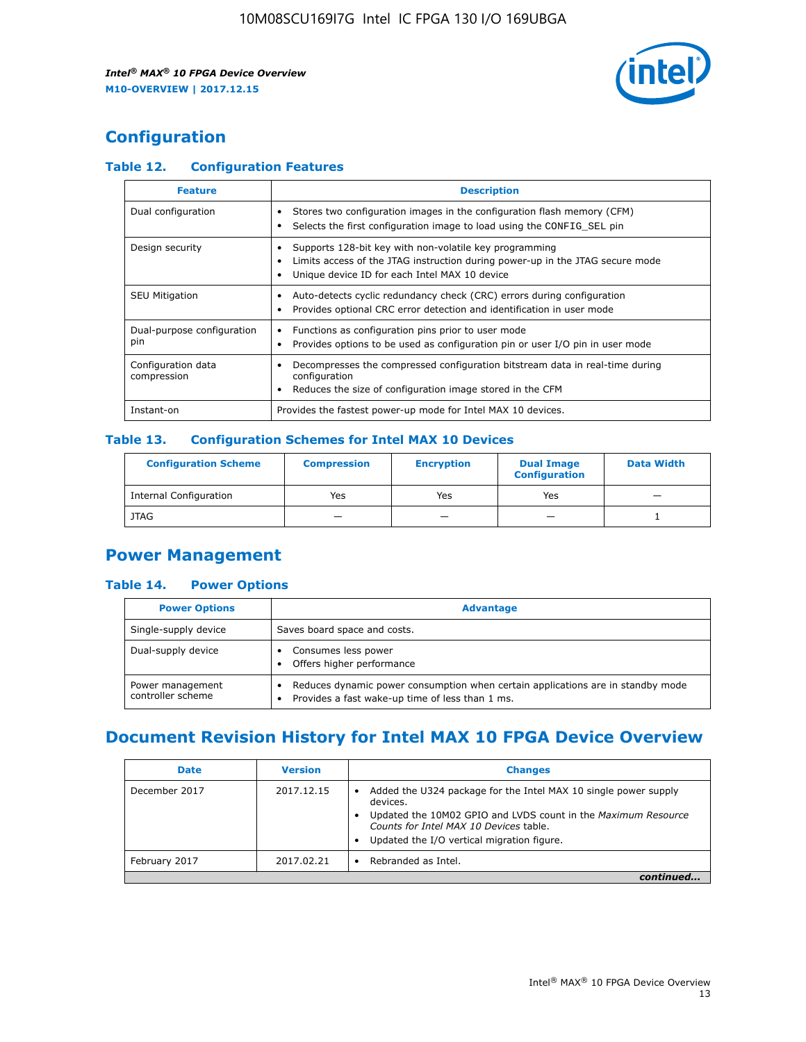# Configuration

### Table 12. Configuration Features

| Feature | Description |
| --- | --- |
| Dual configuration | • Stores two configuration images in the configuration flash memory (CFM) • Selects the first configuration image to load using the CONFIG_SEL pin |
| Design security | • Supports 128-bit key with non-volatile key programming • Limits access of the JTAG instruction during power-up in the JTAG secure mode • Unique device ID for each Intel MAX 10 device |
| SEU Mitigation | • Auto-detects cyclic redundancy check (CRC) errors during configuration • Provides optional CRC error detection and identification in user mode |
| Dual-purpose configuration pin | • Functions as configuration pins prior to user mode • Provides options to be used as configuration pin or user I/O pin in user mode |
| Configuration data compression | • Decompresses the compressed configuration bitstream data in real-time during configuration • Reduces the size of configuration image stored in the CFM |
| Instant-on | Provides the fastest power-up mode for Intel MAX 10 devices. |

### Table 13. Configuration Schemes for Intel MAX 10 Devices

| Configuration Scheme | Compression | Encryption | Dual Image Configuration | Data Width |
| --- | --- | --- | --- | --- |
| Internal Configuration | Yes | Yes | Yes | — |
| JTAG | — | — | — | 1 |

# Power Management

### Table 14. Power Options

| Power Options | Advantage |
| --- | --- |
| Single-supply device | Saves board space and costs. |
| Dual-supply device | • Consumes less power • Offers higher performance |
| Power management controller scheme | • Reduces dynamic power consumption when certain applications are in standby mode • Provides a fast wake-up time of less than 1 ms. |

# Document Revision History for Intel MAX 10 FPGA Device Overview

| Date | Version | Changes |
| --- | --- | --- |
| December 2017 | 2017.12.15 | • Added the U324 package for the Intel MAX 10 single power supply devices. • Updated the 10M02 GPIO and LVDS count in the *Maximum Resource Counts for Intel MAX 10 Devices* table. • Updated the I/O vertical migration figure. |
| February 2017 | 2017.02.21 | • Rebranded as Intel. |

*continued...*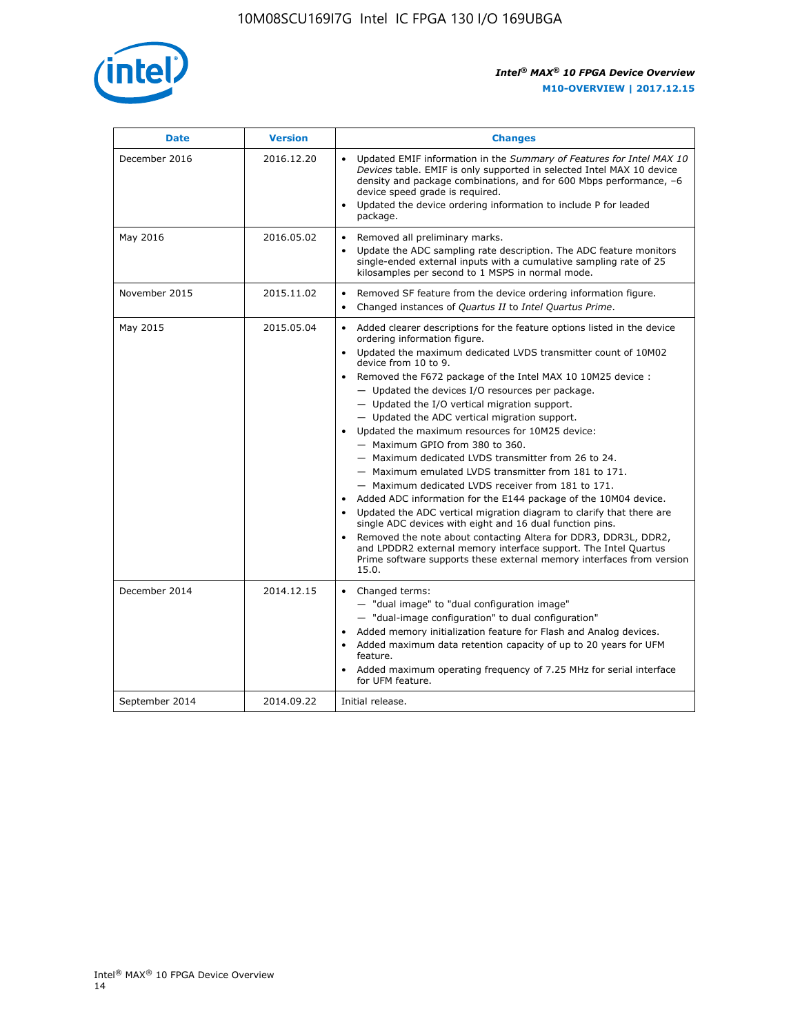| Date | Version | Changes |
| --- | --- | --- |
| December 2016 | 2016.12.20 | • Updated EMIF information in the *Summary of Features for Intel MAX 10 Devices* table. EMIF is only supported in selected Intel MAX 10 device density and package combinations, and for 600 Mbps performance, –6 device speed grade is required.<br>• Updated the device ordering information to include P for leaded package. |
| May 2016 | 2016.05.02 | • Removed all preliminary marks.<br>• Update the ADC sampling rate description. The ADC feature monitors single-ended external inputs with a cumulative sampling rate of 25 kilosamples per second to 1 MSPS in normal mode. |
| November 2015 | 2015.11.02 | • Removed SF feature from the device ordering information figure.<br>• Changed instances of *Quartus II* to *Intel Quartus Prime*. |
| May 2015 | 2015.05.04 | • Added clearer descriptions for the feature options listed in the device ordering information figure.<br>• Updated the maximum dedicated LVDS transmitter count of 10M02 device from 10 to 9.<br>• Removed the F672 package of the Intel MAX 10 10M25 device :<br>  — Updated the devices I/O resources per package.<br>  — Updated the I/O vertical migration support.<br>  — Updated the ADC vertical migration support.<br>• Updated the maximum resources for 10M25 device:<br>  — Maximum GPIO from 380 to 360.<br>  — Maximum dedicated LVDS transmitter from 26 to 24.<br>  — Maximum emulated LVDS transmitter from 181 to 171.<br>  — Maximum dedicated LVDS receiver from 181 to 171.<br>• Added ADC information for the E144 package of the 10M04 device.<br>• Updated the ADC vertical migration diagram to clarify that there are single ADC devices with eight and 16 dual function pins.<br>• Removed the note about contacting Altera for DDR3, DDR3L, DDR2, and LPDDR2 external memory interface support. The Intel Quartus Prime software supports these external memory interfaces from version 15.0. |
| December 2014 | 2014.12.15 | • Changed terms:<br>  — "dual image" to "dual configuration image"<br>  — "dual-image configuration" to dual configuration"<br>• Added memory initialization feature for Flash and Analog devices.<br>• Added maximum data retention capacity of up to 20 years for UFM feature.<br>• Added maximum operating frequency of 7.25 MHz for serial interface for UFM feature. |
| September 2014 | 2014.09.22 | Initial release. |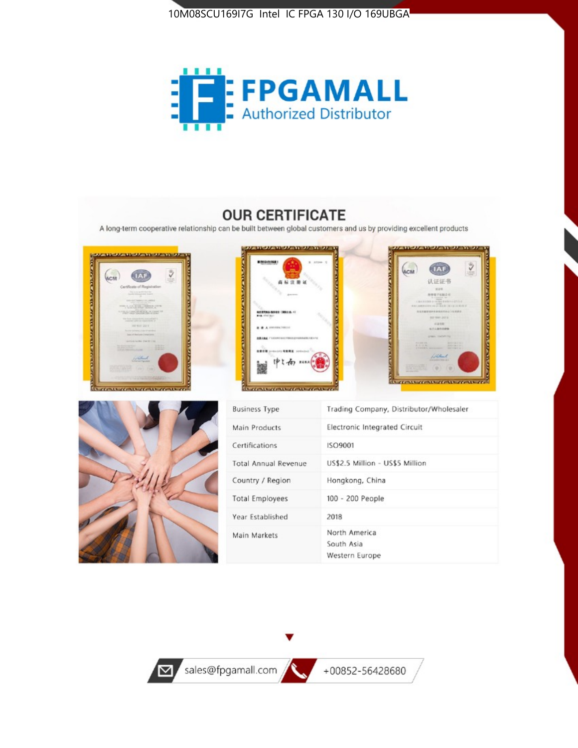FPGAMALL
Authorized Distributor

## OUR CERTIFICATE

A long-term cooperative relationship can be built between global customers and us by providing excellent products

| | |
|---|---|
| Business Type | Trading Company, Distributor/Wholesaler |
| Main Products | Electronic Integrated Circuit |
| Certifications | ISO9001 |
| Total Annual Revenue | US$2.5 Million - US$5 Million |
| Country / Region | Hongkong, China |
| Total Employees | 100 - 200 People |
| Year Established | 2018 |
| Main Markets | North America<br>South Asia<br>Western Europe |

sales@fpgamall.com

+00852-56428680